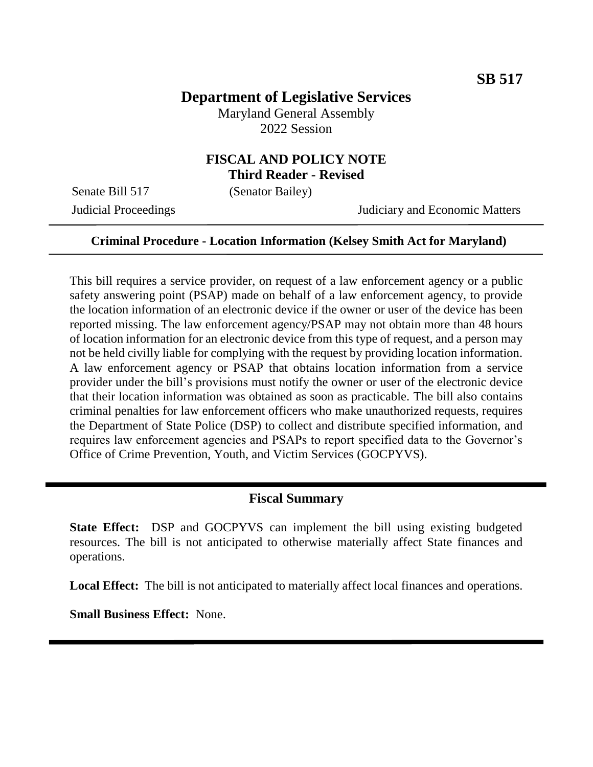**SB 517**

# Department of Legislative Services

Maryland General Assembly
2022 Session

## FISCAL AND POLICY NOTE
**Third Reader - Revised**

Senate Bill 517 (Senator Bailey)
Judicial Proceedings Judiciary and Economic Matters

---

**Criminal Procedure - Location Information (Kelsey Smith Act for Maryland)**

---

This bill requires a service provider, on request of a law enforcement agency or a public safety answering point (PSAP) made on behalf of a law enforcement agency, to provide the location information of an electronic device if the owner or user of the device has been reported missing. The law enforcement agency/PSAP may not obtain more than 48 hours of location information for an electronic device from this type of request, and a person may not be held civilly liable for complying with the request by providing location information. A law enforcement agency or PSAP that obtains location information from a service provider under the bill's provisions must notify the owner or user of the electronic device that their location information was obtained as soon as practicable. The bill also contains criminal penalties for law enforcement officers who make unauthorized requests, requires the Department of State Police (DSP) to collect and distribute specified information, and requires law enforcement agencies and PSAPs to report specified data to the Governor's Office of Crime Prevention, Youth, and Victim Services (GOCPYVS).

---

## Fiscal Summary

**State Effect:** DSP and GOCPYVS can implement the bill using existing budgeted resources. The bill is not anticipated to otherwise materially affect State finances and operations.

**Local Effect:** The bill is not anticipated to materially affect local finances and operations.

**Small Business Effect:** None.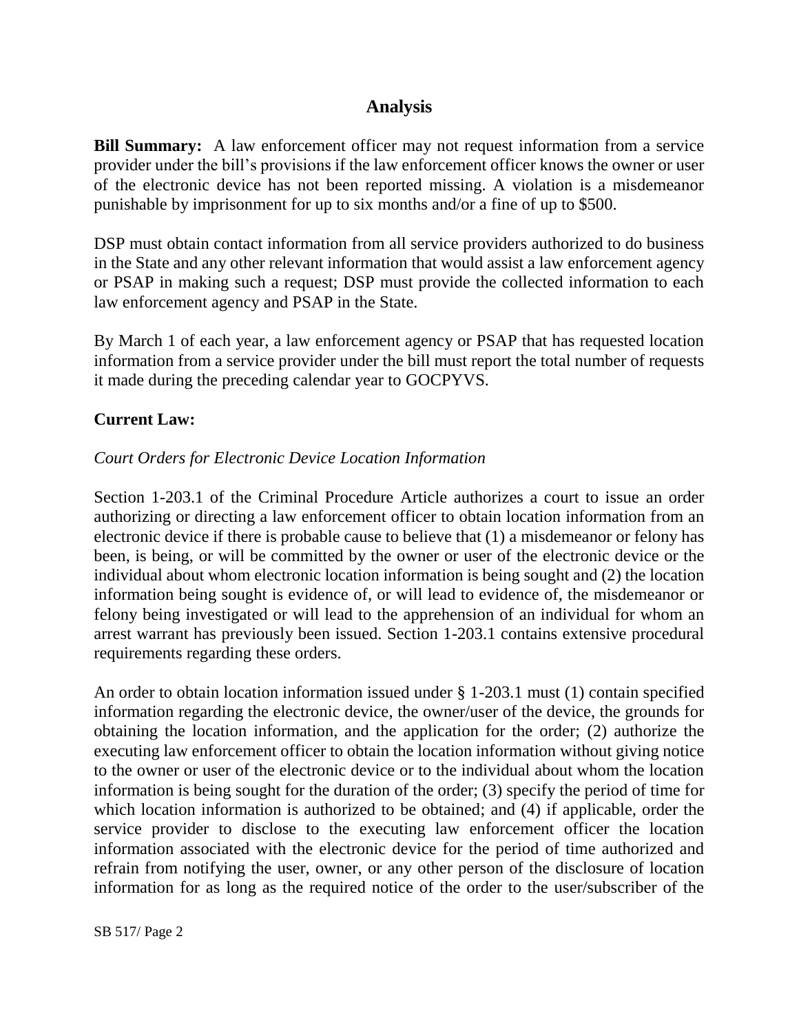## Analysis

**Bill Summary:** A law enforcement officer may not request information from a service provider under the bill's provisions if the law enforcement officer knows the owner or user of the electronic device has not been reported missing. A violation is a misdemeanor punishable by imprisonment for up to six months and/or a fine of up to $500.

DSP must obtain contact information from all service providers authorized to do business in the State and any other relevant information that would assist a law enforcement agency or PSAP in making such a request; DSP must provide the collected information to each law enforcement agency and PSAP in the State.

By March 1 of each year, a law enforcement agency or PSAP that has requested location information from a service provider under the bill must report the total number of requests it made during the preceding calendar year to GOCPYVS.

**Current Law:**

*Court Orders for Electronic Device Location Information*

Section 1-203.1 of the Criminal Procedure Article authorizes a court to issue an order authorizing or directing a law enforcement officer to obtain location information from an electronic device if there is probable cause to believe that (1) a misdemeanor or felony has been, is being, or will be committed by the owner or user of the electronic device or the individual about whom electronic location information is being sought and (2) the location information being sought is evidence of, or will lead to evidence of, the misdemeanor or felony being investigated or will lead to the apprehension of an individual for whom an arrest warrant has previously been issued. Section 1-203.1 contains extensive procedural requirements regarding these orders.

An order to obtain location information issued under § 1-203.1 must (1) contain specified information regarding the electronic device, the owner/user of the device, the grounds for obtaining the location information, and the application for the order; (2) authorize the executing law enforcement officer to obtain the location information without giving notice to the owner or user of the electronic device or to the individual about whom the location information is being sought for the duration of the order; (3) specify the period of time for which location information is authorized to be obtained; and (4) if applicable, order the service provider to disclose to the executing law enforcement officer the location information associated with the electronic device for the period of time authorized and refrain from notifying the user, owner, or any other person of the disclosure of location information for as long as the required notice of the order to the user/subscriber of the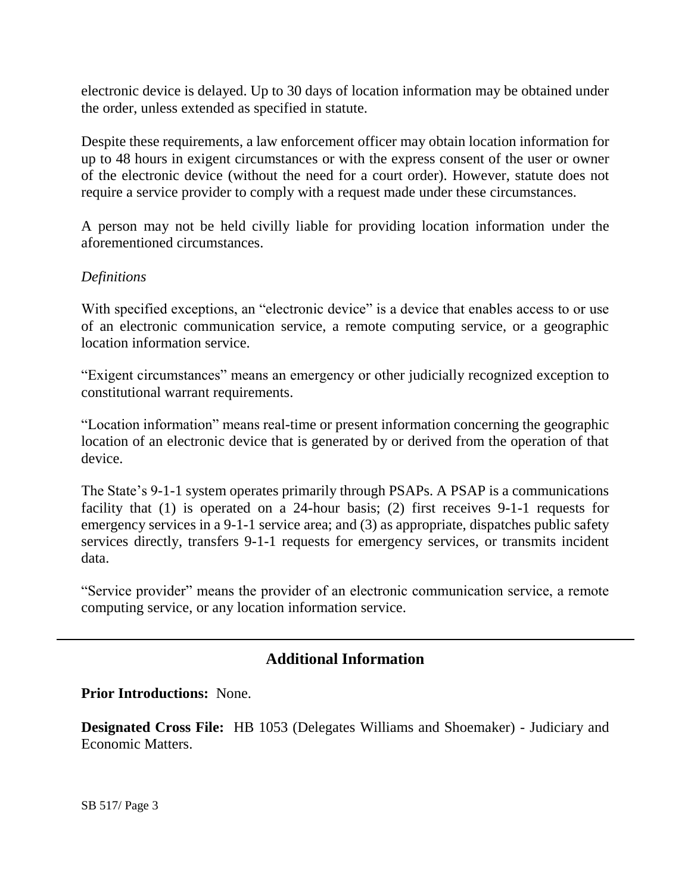electronic device is delayed. Up to 30 days of location information may be obtained under the order, unless extended as specified in statute.

Despite these requirements, a law enforcement officer may obtain location information for up to 48 hours in exigent circumstances or with the express consent of the user or owner of the electronic device (without the need for a court order). However, statute does not require a service provider to comply with a request made under these circumstances.

A person may not be held civilly liable for providing location information under the aforementioned circumstances.

*Definitions*

With specified exceptions, an "electronic device" is a device that enables access to or use of an electronic communication service, a remote computing service, or a geographic location information service.

"Exigent circumstances" means an emergency or other judicially recognized exception to constitutional warrant requirements.

"Location information" means real-time or present information concerning the geographic location of an electronic device that is generated by or derived from the operation of that device.

The State's 9-1-1 system operates primarily through PSAPs. A PSAP is a communications facility that (1) is operated on a 24-hour basis; (2) first receives 9-1-1 requests for emergency services in a 9-1-1 service area; and (3) as appropriate, dispatches public safety services directly, transfers 9-1-1 requests for emergency services, or transmits incident data.

"Service provider" means the provider of an electronic communication service, a remote computing service, or any location information service.

---

## Additional Information

**Prior Introductions:** None.

**Designated Cross File:** HB 1053 (Delegates Williams and Shoemaker) - Judiciary and Economic Matters.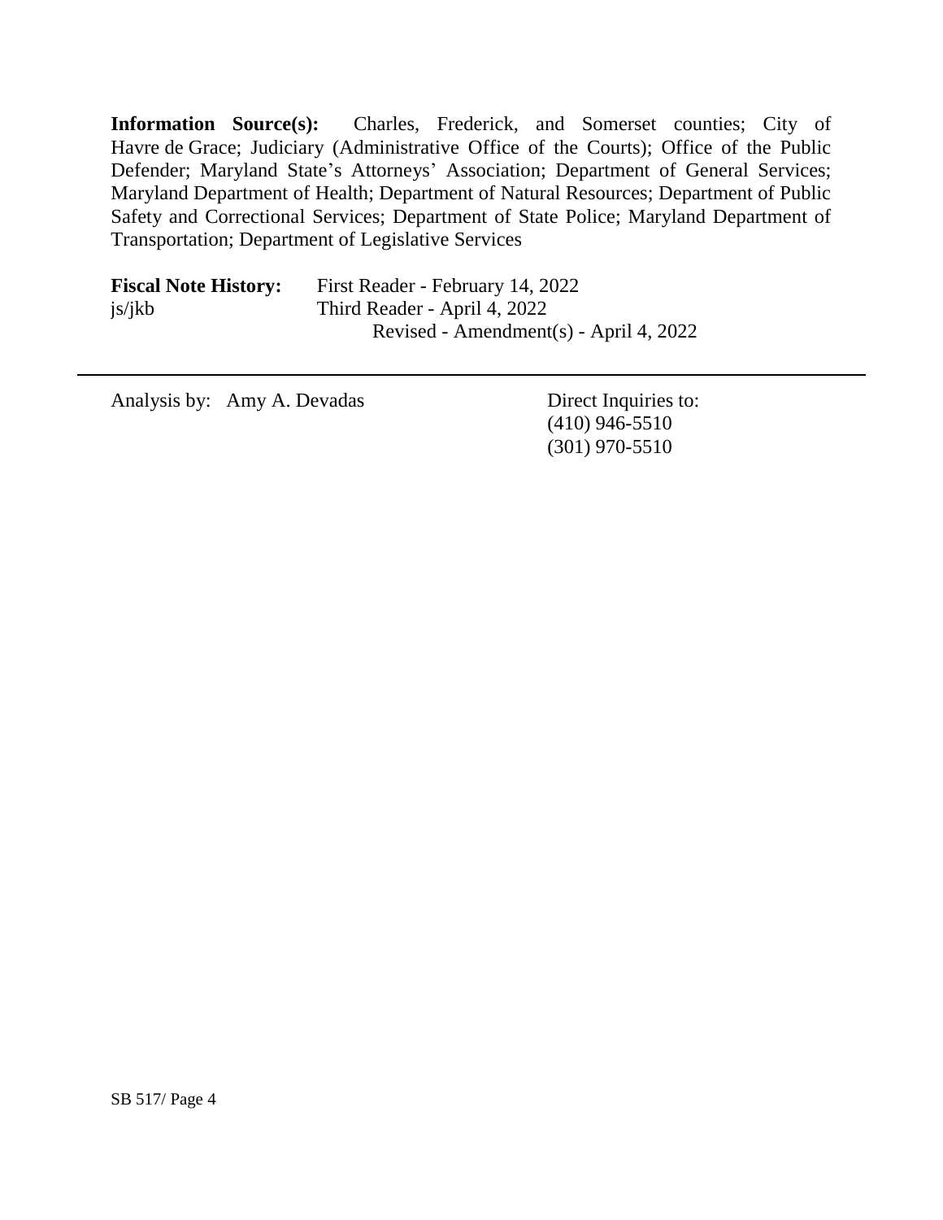**Information Source(s):** Charles, Frederick, and Somerset counties; City of Havre de Grace; Judiciary (Administrative Office of the Courts); Office of the Public Defender; Maryland State's Attorneys' Association; Department of General Services; Maryland Department of Health; Department of Natural Resources; Department of Public Safety and Correctional Services; Department of State Police; Maryland Department of Transportation; Department of Legislative Services

| | |
|---|---|
| **Fiscal Note History:** | First Reader - February 14, 2022 |
| js/jkb | Third Reader - April 4, 2022 |
| | Revised - Amendment(s) - April 4, 2022 |

---

Analysis by: Amy A. Devadas

Direct Inquiries to:
(410) 946-5510
(301) 970-5510